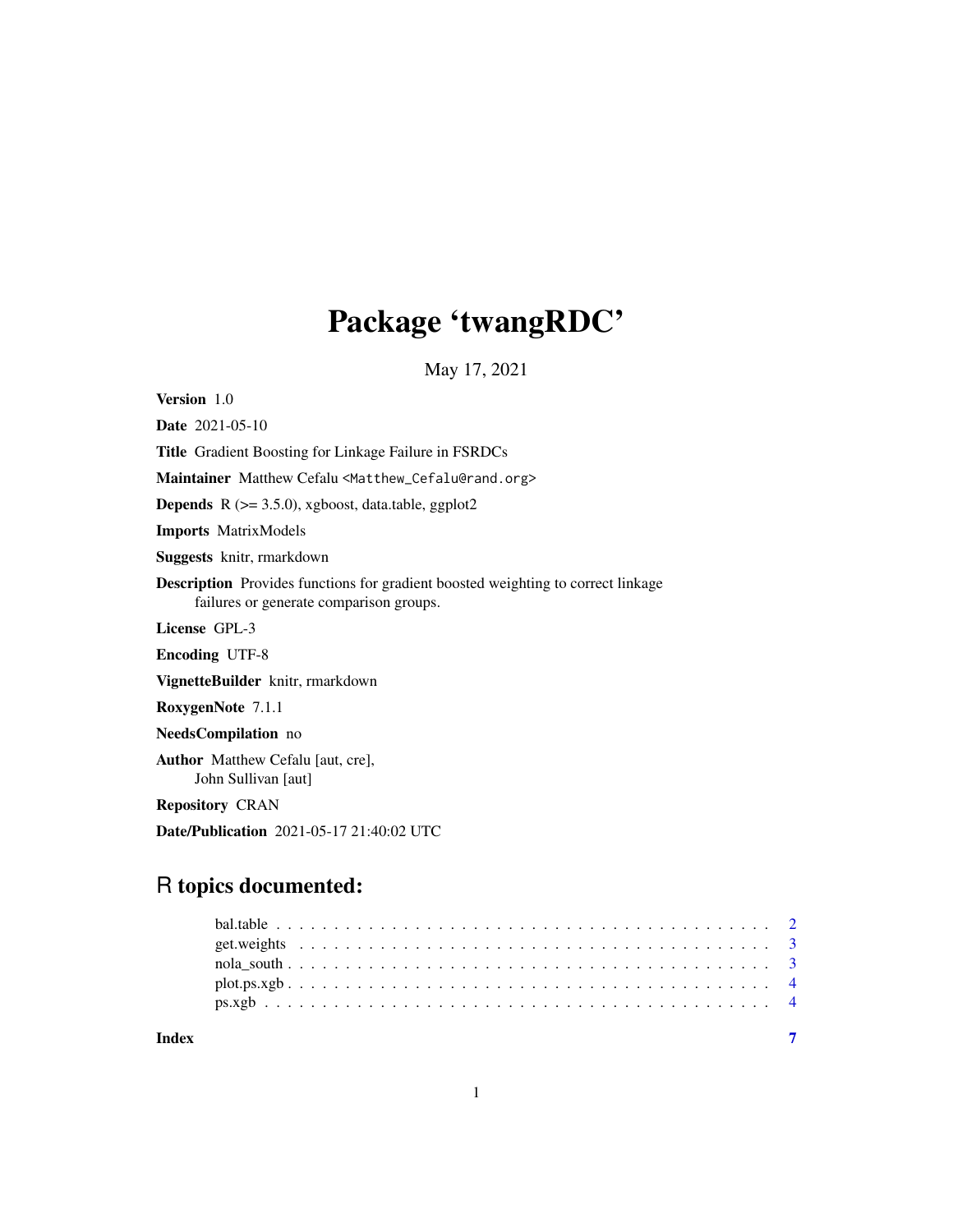# Package 'twangRDC'

May 17, 2021

**Version** 1.0

**Date** 2021-05-10

**Title** Gradient Boosting for Linkage Failure in FSRDCs

**Maintainer** Matthew Cefalu <Matthew_Cefalu@rand.org>

**Depends** R (>= 3.5.0), xgboost, data.table, ggplot2

**Imports** MatrixModels

**Suggests** knitr, rmarkdown

**Description** Provides functions for gradient boosted weighting to correct linkage failures or generate comparison groups.

**License** GPL-3

**Encoding** UTF-8

**VignetteBuilder** knitr, rmarkdown

**RoxygenNote** 7.1.1

**NeedsCompilation** no

**Author** Matthew Cefalu [aut, cre], John Sullivan [aut]

**Repository** CRAN

**Date/Publication** 2021-05-17 21:40:02 UTC

## R topics documented:

- bal.table . . . . . . . . . . . . . . . . . . . . . . . . . . . . . . . . . . . . . . . . . . 2
- get.weights . . . . . . . . . . . . . . . . . . . . . . . . . . . . . . . . . . . . . . . . . 3
- nola_south . . . . . . . . . . . . . . . . . . . . . . . . . . . . . . . . . . . . . . . . . . 3
- plot.ps.xgb . . . . . . . . . . . . . . . . . . . . . . . . . . . . . . . . . . . . . . . . . . 4
- ps.xgb . . . . . . . . . . . . . . . . . . . . . . . . . . . . . . . . . . . . . . . . . . . . 4

**Index** 7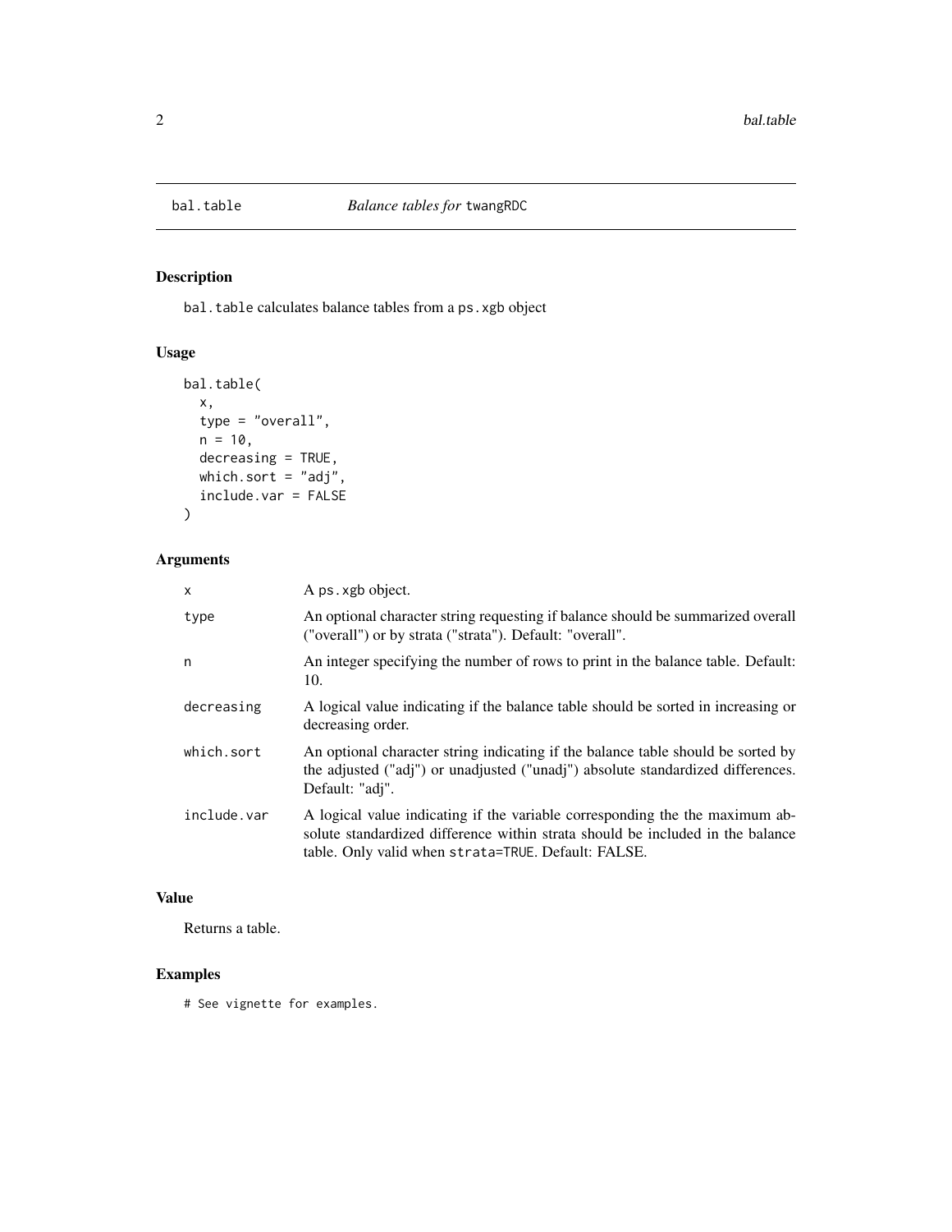# bal.table — *Balance tables for* twangRDC

## Description

bal.table calculates balance tables from a ps.xgb object

## Usage

```
bal.table(
  x,
  type = "overall",
  n = 10,
  decreasing = TRUE,
  which.sort = "adj",
  include.var = FALSE
)
```

## Arguments

| | |
|---|---|
| x | A ps.xgb object. |
| type | An optional character string requesting if balance should be summarized overall ("overall") or by strata ("strata"). Default: "overall". |
| n | An integer specifying the number of rows to print in the balance table. Default: 10. |
| decreasing | A logical value indicating if the balance table should be sorted in increasing or decreasing order. |
| which.sort | An optional character string indicating if the balance table should be sorted by the adjusted ("adj") or unadjusted ("unadj") absolute standardized differences. Default: "adj". |
| include.var | A logical value indicating if the variable corresponding the the maximum absolute standardized difference within strata should be included in the balance table. Only valid when strata=TRUE. Default: FALSE. |

## Value

Returns a table.

## Examples

```
# See vignette for examples.
```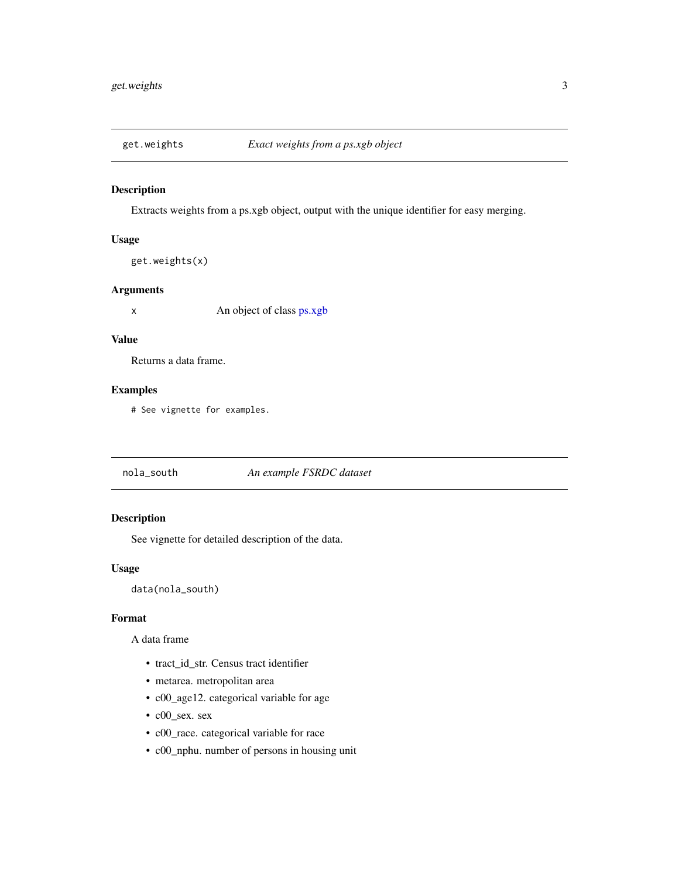## get.weights — *Exact weights from a ps.xgb object*

### Description

Extracts weights from a ps.xgb object, output with the unique identifier for easy merging.

### Usage

```
get.weights(x)
```

### Arguments

| | |
|---|---|
| x | An object of class ps.xgb |

### Value

Returns a data frame.

### Examples

```
# See vignette for examples.
```

## nola_south — *An example FSRDC dataset*

### Description

See vignette for detailed description of the data.

### Usage

```
data(nola_south)
```

### Format

A data frame

- tract_id_str. Census tract identifier
- metarea. metropolitan area
- c00_age12. categorical variable for age
- c00_sex. sex
- c00_race. categorical variable for race
- c00_nphu. number of persons in housing unit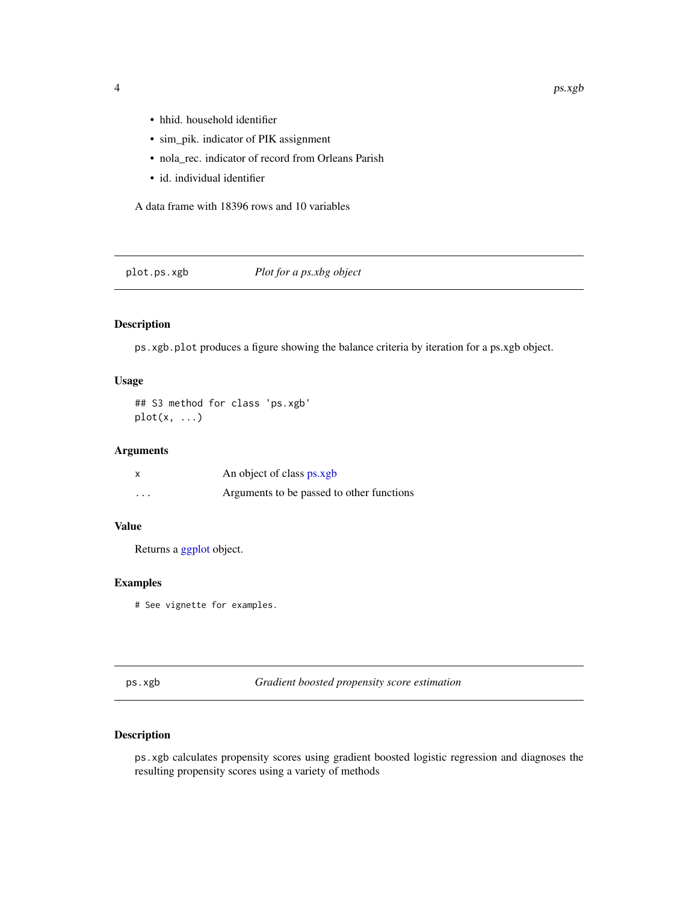- hhid. household identifier
- sim_pik. indicator of PIK assignment
- nola_rec. indicator of record from Orleans Parish
- id. individual identifier

A data frame with 18396 rows and 10 variables

---

## plot.ps.xgb — *Plot for a ps.xbg object*

### Description

`ps.xgb.plot` produces a figure showing the balance criteria by iteration for a ps.xgb object.

### Usage

```
## S3 method for class 'ps.xgb'
plot(x, ...)
```

### Arguments

| | |
|---|---|
| `x` | An object of class ps.xgb |
| `...` | Arguments to be passed to other functions |

### Value

Returns a ggplot object.

### Examples

```
# See vignette for examples.
```

---

## ps.xgb — *Gradient boosted propensity score estimation*

### Description

`ps.xgb` calculates propensity scores using gradient boosted logistic regression and diagnoses the resulting propensity scores using a variety of methods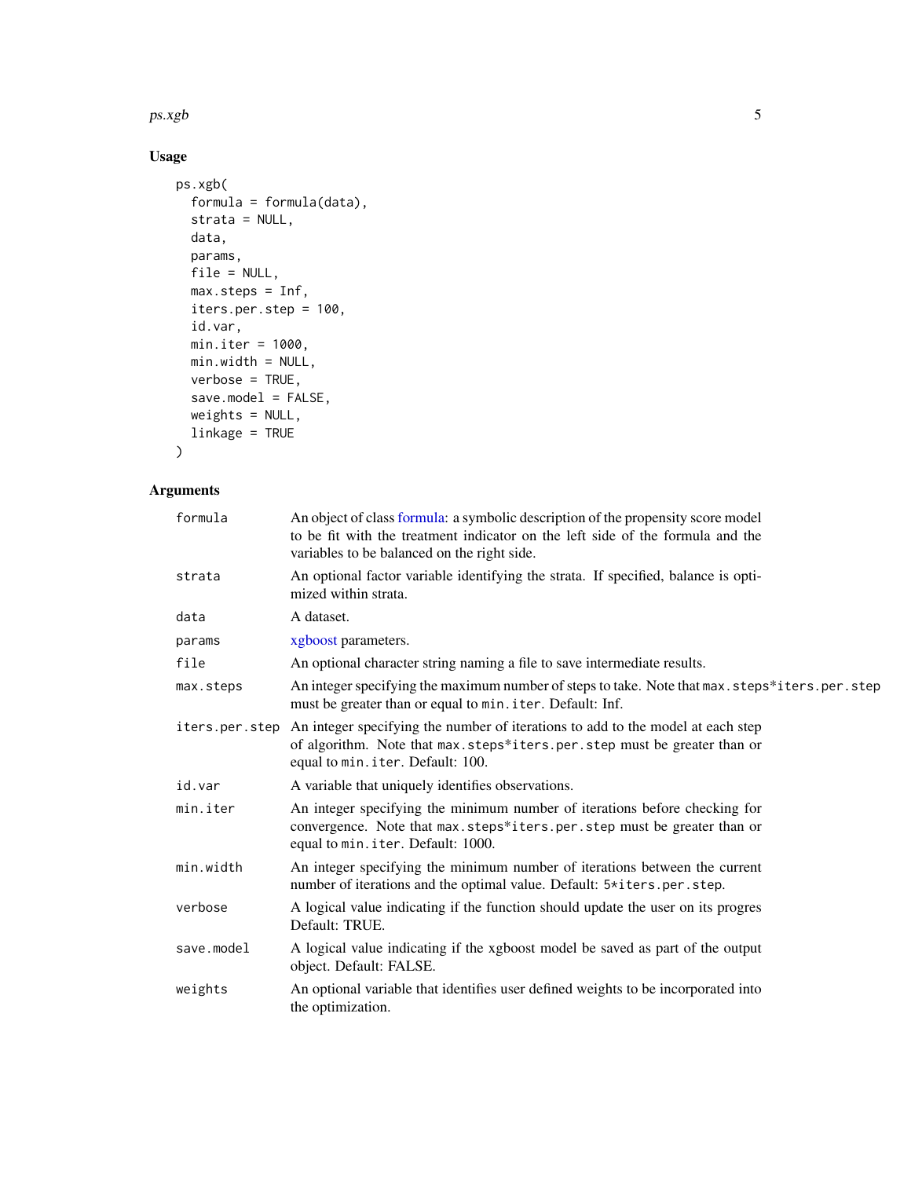## Usage

```
ps.xgb(
  formula = formula(data),
  strata = NULL,
  data,
  params,
  file = NULL,
  max.steps = Inf,
  iters.per.step = 100,
  id.var,
  min.iter = 1000,
  min.width = NULL,
  verbose = TRUE,
  save.model = FALSE,
  weights = NULL,
  linkage = TRUE
)
```

## Arguments

| | |
|---|---|
| `formula` | An object of class formula: a symbolic description of the propensity score model to be fit with the treatment indicator on the left side of the formula and the variables to be balanced on the right side. |
| `strata` | An optional factor variable identifying the strata. If specified, balance is optimized within strata. |
| `data` | A dataset. |
| `params` | xgboost parameters. |
| `file` | An optional character string naming a file to save intermediate results. |
| `max.steps` | An integer specifying the maximum number of steps to take. Note that `max.steps*iters.per.step` must be greater than or equal to `min.iter`. Default: Inf. |
| `iters.per.step` | An integer specifying the number of iterations to add to the model at each step of algorithm. Note that `max.steps*iters.per.step` must be greater than or equal to `min.iter`. Default: 100. |
| `id.var` | A variable that uniquely identifies observations. |
| `min.iter` | An integer specifying the minimum number of iterations before checking for convergence. Note that `max.steps*iters.per.step` must be greater than or equal to `min.iter`. Default: 1000. |
| `min.width` | An integer specifying the minimum number of iterations between the current number of iterations and the optimal value. Default: `5*iters.per.step`. |
| `verbose` | A logical value indicating if the function should update the user on its progres Default: TRUE. |
| `save.model` | A logical value indicating if the xgboost model be saved as part of the output object. Default: FALSE. |
| `weights` | An optional variable that identifies user defined weights to be incorporated into the optimization. |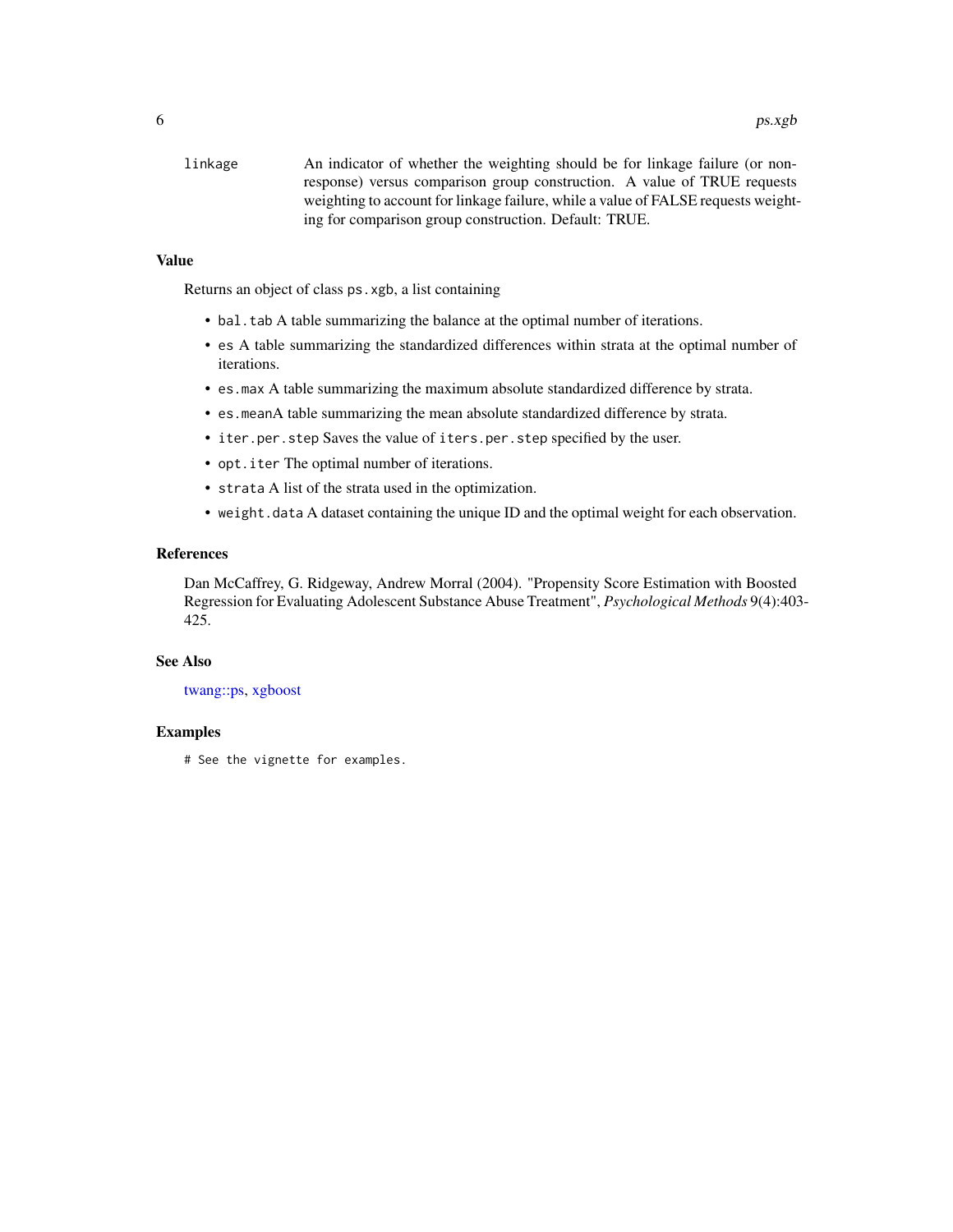linkage An indicator of whether the weighting should be for linkage failure (or non-response) versus comparison group construction. A value of TRUE requests weighting to account for linkage failure, while a value of FALSE requests weighting for comparison group construction. Default: TRUE.

## Value

Returns an object of class `ps.xgb`, a list containing

- `bal.tab` A table summarizing the balance at the optimal number of iterations.
- `es` A table summarizing the standardized differences within strata at the optimal number of iterations.
- `es.max` A table summarizing the maximum absolute standardized difference by strata.
- `es.mean`A table summarizing the mean absolute standardized difference by strata.
- `iter.per.step` Saves the value of `iters.per.step` specified by the user.
- `opt.iter` The optimal number of iterations.
- `strata` A list of the strata used in the optimization.
- `weight.data` A dataset containing the unique ID and the optimal weight for each observation.

## References

Dan McCaffrey, G. Ridgeway, Andrew Morral (2004). "Propensity Score Estimation with Boosted Regression for Evaluating Adolescent Substance Abuse Treatment", *Psychological Methods* 9(4):403-425.

## See Also

twang::ps, xgboost

## Examples

```
# See the vignette for examples.
```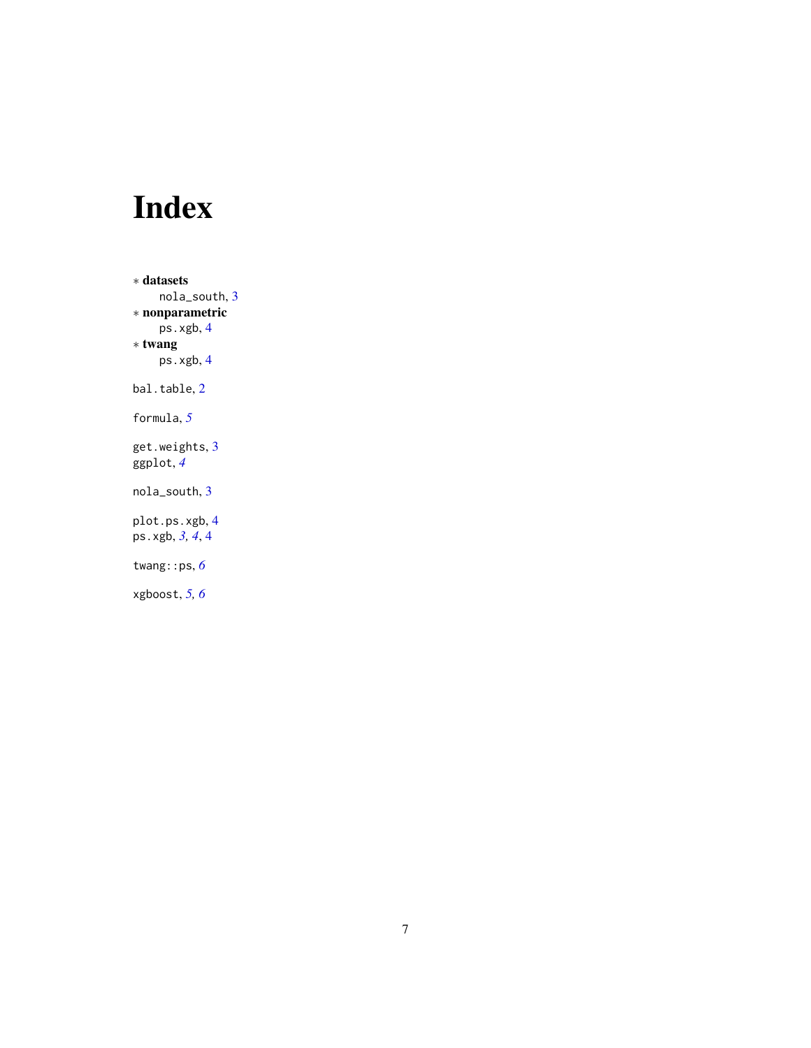# Index

∗ **datasets**
    nola_south, 3
∗ **nonparametric**
    ps.xgb, 4
∗ **twang**
    ps.xgb, 4

bal.table, 2

formula, *5*

get.weights, 3
ggplot, *4*

nola_south, 3

plot.ps.xgb, 4
ps.xgb, *3, 4*, 4

twang::ps, *6*

xgboost, *5, 6*